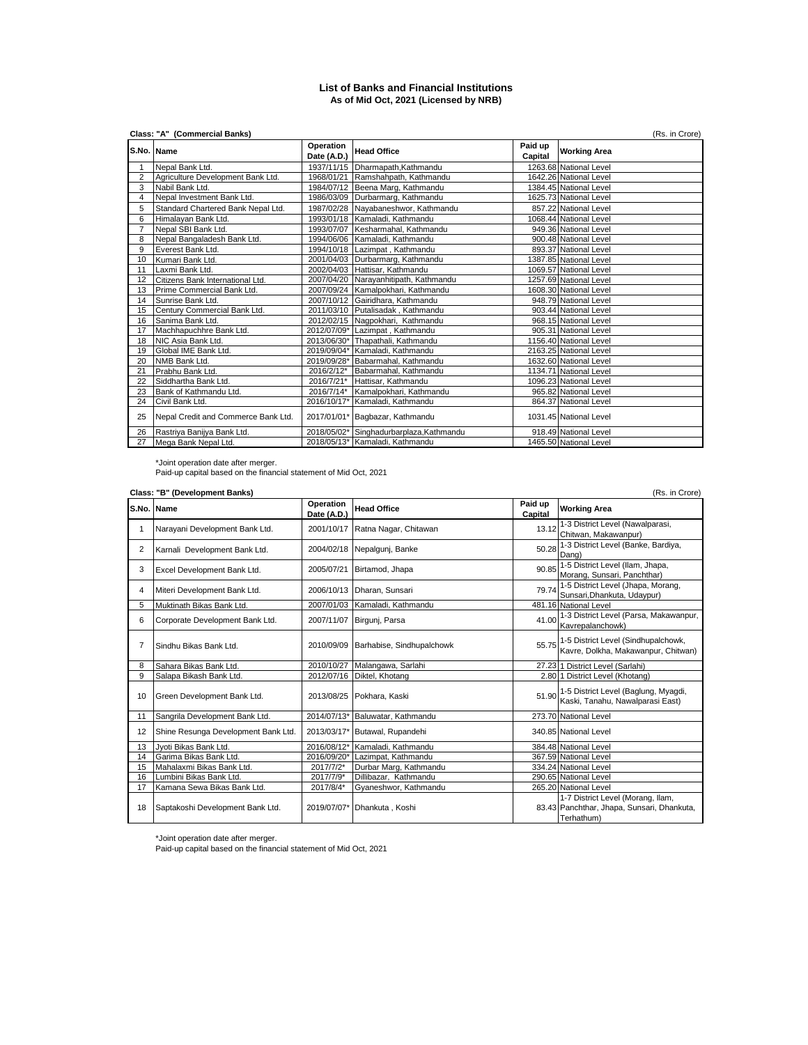# List of Banks and Financial Institutions
## As of Mid Oct, 2021 (Licensed by NRB)

**Class: "A" (Commercial Banks)** (Rs. in Crore)

| S.No. | Name | Operation Date (A.D.) | Head Office | Paid up Capital | Working Area |
|---|---|---|---|---|---|
| 1 | Nepal Bank Ltd. | 1937/11/15 | Dharmapath,Kathmandu | 1263.68 | National Level |
| 2 | Agriculture Development Bank Ltd. | 1968/01/21 | Ramshahpath, Kathmandu | 1642.26 | National Level |
| 3 | Nabil Bank Ltd. | 1984/07/12 | Beena Marg, Kathmandu | 1384.45 | National Level |
| 4 | Nepal Investment Bank Ltd. | 1986/03/09 | Durbarmarg, Kathmandu | 1625.73 | National Level |
| 5 | Standard Chartered Bank Nepal Ltd. | 1987/02/28 | Nayabaneshwor, Kathmandu | 857.22 | National Level |
| 6 | Himalayan Bank Ltd. | 1993/01/18 | Kamaladi, Kathmandu | 1068.44 | National Level |
| 7 | Nepal SBI Bank Ltd. | 1993/07/07 | Kesharmahal, Kathmandu | 949.36 | National Level |
| 8 | Nepal Bangaladesh Bank Ltd. | 1994/06/06 | Kamaladi, Kathmandu | 900.48 | National Level |
| 9 | Everest Bank Ltd. | 1994/10/18 | Lazimpat , Kathmandu | 893.37 | National Level |
| 10 | Kumari Bank Ltd. | 2001/04/03 | Durbarmarg, Kathmandu | 1387.85 | National Level |
| 11 | Laxmi Bank Ltd. | 2002/04/03 | Hattisar, Kathmandu | 1069.57 | National Level |
| 12 | Citizens Bank International Ltd. | 2007/04/20 | Narayanhitipath, Kathmandu | 1257.69 | National Level |
| 13 | Prime Commercial Bank Ltd. | 2007/09/24 | Kamalpokhari, Kathmandu | 1608.30 | National Level |
| 14 | Sunrise Bank Ltd. | 2007/10/12 | Gairidhara, Kathmandu | 948.79 | National Level |
| 15 | Century Commercial Bank Ltd. | 2011/03/10 | Putalisadak , Kathmandu | 903.44 | National Level |
| 16 | Sanima Bank Ltd. | 2012/02/15 | Nagpokhari, Kathmandu | 968.15 | National Level |
| 17 | Machhapuchhre Bank Ltd. | 2012/07/09* | Lazimpat , Kathmandu | 905.31 | National Level |
| 18 | NIC Asia Bank Ltd. | 2013/06/30* | Thapathali, Kathmandu | 1156.40 | National Level |
| 19 | Global IME Bank Ltd. | 2019/09/04* | Kamaladi, Kathmandu | 2163.25 | National Level |
| 20 | NMB Bank Ltd. | 2019/09/28* | Babarmahal, Kathmandu | 1632.60 | National Level |
| 21 | Prabhu Bank Ltd. | 2016/2/12* | Babarmahal, Kathmandu | 1134.71 | National Level |
| 22 | Siddhartha Bank Ltd. | 2016/7/21* | Hattisar, Kathmandu | 1096.23 | National Level |
| 23 | Bank of Kathmandu Ltd. | 2016/7/14* | Kamalpokhari, Kathmandu | 965.82 | National Level |
| 24 | Civil Bank Ltd. | 2016/10/17* | Kamaladi, Kathmandu | 864.37 | National Level |
| 25 | Nepal Credit and Commerce Bank Ltd. | 2017/01/01* | Bagbazar, Kathmandu | 1031.45 | National Level |
| 26 | Rastriya Banijya Bank Ltd. | 2018/05/02* | Singhadurbarplaza,Kathmandu | 918.49 | National Level |
| 27 | Mega Bank Nepal Ltd. | 2018/05/13* | Kamaladi, Kathmandu | 1465.50 | National Level |

*Joint operation date after merger.
Paid-up capital based on the financial statement of Mid Oct, 2021

**Class: "B" (Development Banks)** (Rs. in Crore)

| S.No. | Name | Operation Date (A.D.) | Head Office | Paid up Capital | Working Area |
|---|---|---|---|---|---|
| 1 | Narayani Development Bank Ltd. | 2001/10/17 | Ratna Nagar, Chitawan | 13.12 | 1-3 District Level (Nawalparasi, Chitwan, Makawanpur) |
| 2 | Karnali Development Bank Ltd. | 2004/02/18 | Nepalgunj, Banke | 50.28 | 1-3 District Level (Banke, Bardiya, Dang) |
| 3 | Excel Development Bank Ltd. | 2005/07/21 | Birtamod, Jhapa | 90.85 | 1-5 District Level (Ilam, Jhapa, Morang, Sunsari, Panchthar) |
| 4 | Miteri Development Bank Ltd. | 2006/10/13 | Dharan, Sunsari | 79.74 | 1-5 District Level (Jhapa, Morang, Sunsari,Dhankuta, Udaypur) |
| 5 | Muktinath Bikas Bank Ltd. | 2007/01/03 | Kamaladi, Kathmandu | 481.16 | National Level |
| 6 | Corporate Development Bank Ltd. | 2007/11/07 | Birgunj, Parsa | 41.00 | 1-3 District Level (Parsa, Makawanpur, Kavrepalanchowk) |
| 7 | Sindhu Bikas Bank Ltd. | 2010/09/09 | Barhabise, Sindhupalchowk | 55.75 | 1-5 District Level (Sindhupalchowk, Kavre, Dolkha, Makawanpur, Chitwan) |
| 8 | Sahara Bikas Bank Ltd. | 2010/10/27 | Malangawa, Sarlahi | 27.23 | 1 District Level (Sarlahi) |
| 9 | Salapa Bikash Bank Ltd. | 2012/07/16 | Diktel, Khotang | 2.80 | 1 District Level (Khotang) |
| 10 | Green Development Bank Ltd. | 2013/08/25 | Pokhara, Kaski | 51.90 | 1-5 District Level (Baglung, Myagdi, Kaski, Tanahu, Nawalparasi East) |
| 11 | Sangrila Development Bank Ltd. | 2014/07/13* | Baluwatar, Kathmandu | 273.70 | National Level |
| 12 | Shine Resunga Development Bank Ltd. | 2013/03/17* | Butawal, Rupandehi | 340.85 | National Level |
| 13 | Jyoti Bikas Bank Ltd. | 2016/08/12* | Kamaladi, Kathmandu | 384.48 | National Level |
| 14 | Garima Bikas Bank Ltd. | 2016/09/20* | Lazimpat, Kathmandu | 367.59 | National Level |
| 15 | Mahalaxmi Bikas Bank Ltd. | 2017/7/2* | Durbar Marg, Kathmandu | 334.24 | National Level |
| 16 | Lumbini Bikas Bank Ltd. | 2017/7/9* | Dillibazar, Kathmandu | 290.65 | National Level |
| 17 | Kamana Sewa Bikas Bank Ltd. | 2017/8/4* | Gyaneshwor, Kathmandu | 265.20 | National Level |
| 18 | Saptakoshi Development Bank Ltd. | 2019/07/07* | Dhankuta , Koshi | 83.43 | 1-7 District Level (Morang, Ilam, Panchthar, Jhapa, Sunsari, Dhankuta, Terhathum) |

*Joint operation date after merger.
Paid-up capital based on the financial statement of Mid Oct, 2021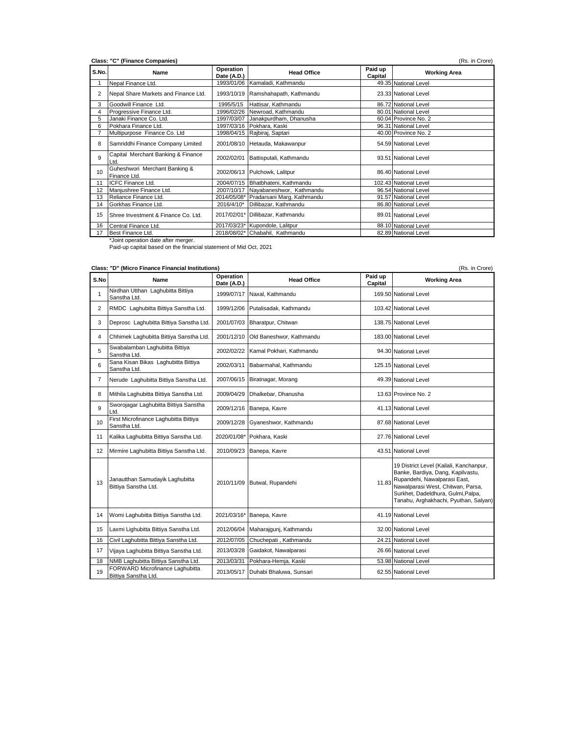**Class: "C" (Finance Companies)** (Rs. in Crore)

| S.No. | Name | Operation Date (A.D.) | Head Office | Paid up Capital | Working Area |
|---|---|---|---|---|---|
| 1 | Nepal Finance Ltd. | 1993/01/06 | Kamaladi, Kathmandu | 49.35 | National Level |
| 2 | Nepal Share Markets and Finance Ltd. | 1993/10/19 | Ramshahapath, Kathmandu | 23.33 | National Level |
| 3 | Goodwill Finance Ltd. | 1995/5/15 | Hattisar, Kathmandu | 86.72 | National Level |
| 4 | Progressive Finance Ltd. | 1996/02/26 | Newroad, Kathmandu | 80.01 | National Level |
| 5 | Janaki Finance Co. Ltd. | 1997/03/07 | Janakpurdham, Dhanusha | 60.04 | Province No. 2 |
| 6 | Pokhara Finance Ltd. | 1997/03/16 | Pokhara, Kaski | 96.31 | National Level |
| 7 | Multipurpose Finance Co. Ltd | 1998/04/15 | Rajbiraj, Saptari | 40.00 | Province No. 2 |
| 8 | Samriddhi Finance Company Limited | 2001/08/10 | Hetauda, Makawanpur | 54.59 | National Level |
| 9 | Capital Merchant Banking & Finance Ltd. | 2002/02/01 | Battisputali, Kathmandu | 93.51 | National Level |
| 10 | Guheshwori Merchant Banking & Finance Ltd. | 2002/06/13 | Pulchowk, Lalitpur | 86.40 | National Level |
| 11 | ICFC Finance Ltd. | 2004/07/15 | Bhatbhateni, Kathmandu | 102.43 | National Level |
| 12 | Manjushree Finance Ltd. | 2007/10/17 | Nayabaneshwor, Kathmandu | 96.54 | National Level |
| 13 | Reliance Finance Ltd. | 2014/05/08* | Pradarsani Marg, Kathmandu | 91.57 | National Level |
| 14 | Gorkhas Finance Ltd. | 2016/4/10* | Dillibazar, Kathmandu | 86.80 | National Level |
| 15 | Shree Investment & Finance Co. Ltd. | 2017/02/01* | Dillibazar, Kathmandu | 89.01 | National Level |
| 16 | Central Finance Ltd. | 2017/03/23* | Kupondole, Lalitpur | 88.10 | National Level |
| 17 | Best Finance Ltd. | 2018/08/02* | Chabahil, Kathmandu | 82.89 | National Level |

*Joint operation date after merger.

Paid-up capital based on the financial statement of Mid Oct, 2021

**Class: "D" (Micro Finance Financial Institutions)** (Rs. in Crore)

| S.No | Name | Operation Date (A.D.) | Head Office | Paid up Capital | Working Area |
|---|---|---|---|---|---|
| 1 | Nirdhan Utthan Laghubitta Bittiya Sanstha Ltd. | 1999/07/17 | Naxal, Kathmandu | 169.50 | National Level |
| 2 | RMDC Laghubitta Bittiya Sanstha Ltd. | 1999/12/06 | Putalisadak, Kathmandu | 103.42 | National Level |
| 3 | Deprosc Laghubitta Bittiya Sanstha Ltd. | 2001/07/03 | Bharatpur, Chitwan | 138.75 | National Level |
| 4 | Chhimek Laghubitta Bittiya Sanstha Ltd. | 2001/12/10 | Old Baneshwor, Kathmandu | 183.00 | National Level |
| 5 | Swabalamban Laghubitta Bittiya Sanstha Ltd. | 2002/02/22 | Kamal Pokhari, Kathmandu | 94.30 | National Level |
| 6 | Sana Kisan Bikas Laghubitta Bittiya Sanstha Ltd. | 2002/03/11 | Babarmahal, Kathmandu | 125.15 | National Level |
| 7 | Nerude Laghubitta Bittiya Sanstha Ltd. | 2007/06/15 | Biratnagar, Morang | 49.39 | National Level |
| 8 | Mithila Laghubitta Bittiya Sanstha Ltd. | 2009/04/29 | Dhalkebar, Dhanusha | 13.63 | Province No. 2 |
| 9 | Sworojagar Laghubitta Bittiya Sanstha Ltd. | 2009/12/16 | Banepa, Kavre | 41.13 | National Level |
| 10 | First Microfinance Laghubitta Bittiya Sanstha Ltd. | 2009/12/28 | Gyaneshwor, Kathmandu | 87.68 | National Level |
| 11 | Kalika Laghubitta Bittiya Sanstha Ltd. | 2020/01/08* | Pokhara, Kaski | 27.76 | National Level |
| 12 | Mirmire Laghubitta Bittiya Sanstha Ltd. | 2010/09/23 | Banepa, Kavre | 43.51 | National Level |
| 13 | Janautthan Samudayik Laghubitta Bittiya Sanstha Ltd. | 2010/11/09 | Butwal, Rupandehi | 11.83 | 19 District Level (Kailali, Kanchanpur, Banke, Bardiya, Dang, Kapilvastu, Rupandehi, Nawalparasi East, Nawalparasi West, Chitwan, Parsa, Surkhet, Dadeldhura, Gulmi,Palpa, Tanahu, Arghakhachi, Pyuthan, Salyan) |
| 14 | Womi Laghubitta Bittiya Sanstha Ltd. | 2021/03/16* | Banepa, Kavre | 41.19 | National Level |
| 15 | Laxmi Lighubitta Bittiya Sanstha Ltd. | 2012/06/04 | Maharajgunj, Kathmandu | 32.00 | National Level |
| 16 | Civil Laghubitta Bittiya Sanstha Ltd. | 2012/07/05 | Chuchepati , Kathmandu | 24.21 | National Level |
| 17 | Vijaya Laghubitta Bittiya Sanstha Ltd. | 2013/03/28 | Gaidakot, Nawalparasi | 26.66 | National Level |
| 18 | NMB Laghubitta Bittiya Sanstha Ltd. | 2013/03/31 | Pokhara-Hemja, Kaski | 53.98 | National Level |
| 19 | FORWARD Microfinance Laghubitta Bittiya Sanstha Ltd. | 2013/05/17 | Duhabi Bhaluwa, Sunsari | 62.55 | National Level |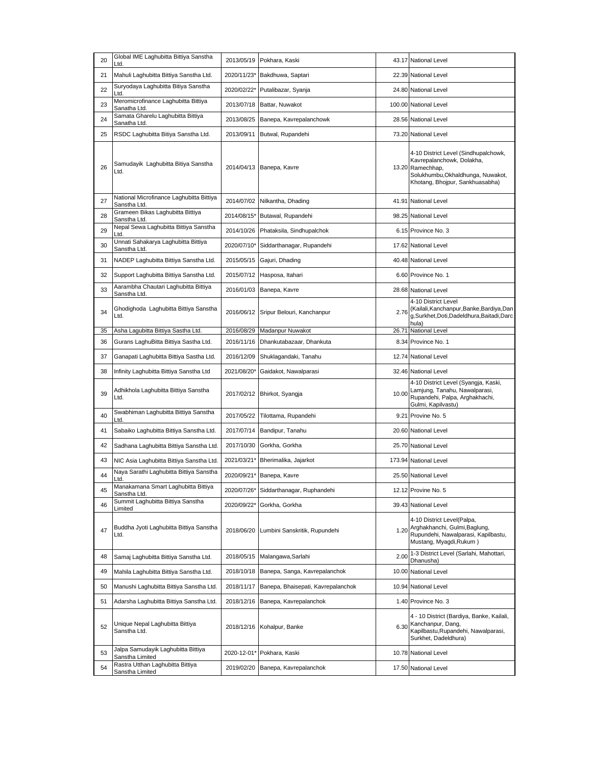| 20 | Global IME Laghubitta Bittiya Sanstha Ltd. | 2013/05/19 | Pokhara, Kaski | 43.17 | National Level |
|---|---|---|---|---|---|
| 21 | Mahuli Laghubitta Bittiya Sanstha Ltd. | 2020/11/23* | Bakdhuwa, Saptari | 22.39 | National Level |
| 22 | Suryodaya Laghubitta Bitiya Sanstha Ltd. | 2020/02/22* | Putalibazar, Syanja | 24.80 | National Level |
| 23 | Meromicrofinance Laghubitta Bittiya Sanatha Ltd. | 2013/07/18 | Battar, Nuwakot | 100.00 | National Level |
| 24 | Samata Gharelu Laghubitta Bittiya Sanatha Ltd. | 2013/08/25 | Banepa, Kavrepalanchowk | 28.56 | National Level |
| 25 | RSDC Laghubitta Bitiya Sanstha Ltd. | 2013/09/11 | Butwal, Rupandehi | 73.20 | National Level |
| 26 | Samudayik Laghubitta Bitiya Sanstha Ltd. | 2014/04/13 | Banepa, Kavre | 13.20 | 4-10 District Level (Sindhupalchowk, Kavrepalanchowk, Dolakha, Ramechhap, Solukhumbu,Okhaldhunga, Nuwakot, Khotang, Bhojpur, Sankhuasabha) |
| 27 | National Microfinance Laghubitta Bittiya Sanstha Ltd. | 2014/07/02 | Nilkantha, Dhading | 41.91 | National Level |
| 28 | Grameen Bikas Laghubitta Bittiya Sanstha Ltd. | 2014/08/15* | Butawal, Rupandehi | 98.25 | National Level |
| 29 | Nepal Sewa Laghubitta Bittiya Sanstha Ltd. | 2014/10/26 | Phataksila, Sindhupalchok | 6.15 | Province No. 3 |
| 30 | Unnati Sahakarya Laghubitta Bittiya Sanstha Ltd. | 2020/07/10* | Siddarthanagar, Rupandehi | 17.62 | National Level |
| 31 | NADEP Laghubitta Bittiya Sanstha Ltd. | 2015/05/15 | Gajuri, Dhading | 40.48 | National Level |
| 32 | Support Laghubitta Bittiya Sanstha Ltd. | 2015/07/12 | Hasposa, Itahari | 6.60 | Province No. 1 |
| 33 | Aarambha Chautari Laghubitta Bittiya Sanstha Ltd. | 2016/01/03 | Banepa, Kavre | 28.68 | National Level |
| 34 | Ghodighoda Laghubitta Bittiya Sanstha Ltd. | 2016/06/12 | Sripur Belouri, Kanchanpur | 2.76 | 4-10 District Level (Kailali,Kanchanpur,Banke,Bardiya,Dang,Surkhet,Doti,Dadeldhura,Baitadi,Darchula) |
| 35 | Asha Lagubitta Bittiya Sastha Ltd. | 2016/08/29 | Madanpur Nuwakot | 26.71 | National Level |
| 36 | Gurans LaghuBitta Bittiya Sastha Ltd. | 2016/11/16 | Dhankutabazaar, Dhankuta | 8.34 | Province No. 1 |
| 37 | Ganapati Laghubitta Bittiya Sastha Ltd. | 2016/12/09 | Shuklagandaki, Tanahu | 12.74 | National Level |
| 38 | Infinity Laghubitta Bittiya Sanstha Ltd | 2021/08/20* | Gaidakot, Nawalparasi | 32.46 | National Level |
| 39 | Adhikhola Laghubitta Bittiya Sanstha Ltd. | 2017/02/12 | Bhirkot, Syangja | 10.00 | 4-10 District Level (Syangja, Kaski, Lamjung, Tanahu, Nawalparasi, Rupandehi, Palpa, Arghakhachi, Gulmi, Kapilvastu) |
| 40 | Swabhiman Laghubitta Bittiya Sanstha Ltd. | 2017/05/22 | Tilottama, Rupandehi | 9.21 | Provine No. 5 |
| 41 | Sabaiko Laghubitta Bittiya Sanstha Ltd. | 2017/07/14 | Bandipur, Tanahu | 20.60 | National Level |
| 42 | Sadhana Laghubitta Bittiya Sanstha Ltd. | 2017/10/30 | Gorkha, Gorkha | 25.70 | National Level |
| 43 | NIC Asia Laghubitta Bittiya Sanstha Ltd. | 2021/03/21* | Bherimalika, Jajarkot | 173.94 | National Level |
| 44 | Naya Sarathi Laghubitta Bittiya Sanstha Ltd. | 2020/09/21* | Banepa, Kavre | 25.50 | National Level |
| 45 | Manakamana Smart Laghubitta Bittiya Sanstha Ltd. | 2020/07/26* | Siddarthanagar, Ruphandehi | 12.12 | Provine No. 5 |
| 46 | Summit Laghubitta Bittiya Sanstha Limited | 2020/09/22* | Gorkha, Gorkha | 39.43 | National Level |
| 47 | Buddha Jyoti Laghubitta Bittiya Sanstha Ltd. | 2018/06/20 | Lumbini Sanskritik, Rupundehi | 1.20 | 4-10 District Level(Palpa, Arghakhanchi, Gulmi,Baglung, Rupundehi, Nawalparasi, Kapilbastu, Mustang, Myagdi,Rukum ) |
| 48 | Samaj Laghubitta Bittiya Sanstha Ltd. | 2018/05/15 | Malangawa,Sarlahi | 2.00 | 1-3 District Level (Sarlahi, Mahottari, Dhanusha) |
| 49 | Mahila Laghubitta Bittiya Sanstha Ltd. | 2018/10/18 | Banepa, Sanga, Kavrepalanchok | 10.00 | National Level |
| 50 | Manushi Laghubitta Bittiya Sanstha Ltd. | 2018/11/17 | Banepa, Bhaisepati, Kavrepalanchok | 10.94 | National Level |
| 51 | Adarsha Laghubitta Bittiya Sanstha Ltd. | 2018/12/16 | Banepa, Kavrepalanchok | 1.40 | Province No. 3 |
| 52 | Unique Nepal Laghubitta Bittiya Sanstha Ltd. | 2018/12/16 | Kohalpur, Banke | 6.30 | 4 - 10 District (Bardiya, Banke, Kailali, Kanchanpur, Dang, Kapilbastu,Rupandehi, Nawalparasi, Surkhet, Dadeldhura) |
| 53 | Jalpa Samudayik Laghubitta Bittiya Sanstha Limited | 2020-12-01* | Pokhara, Kaski | 10.78 | National Level |
| 54 | Rastra Utthan Laghubitta Bittiya Sanstha Limited | 2019/02/20 | Banepa, Kavrepalanchok | 17.50 | National Level |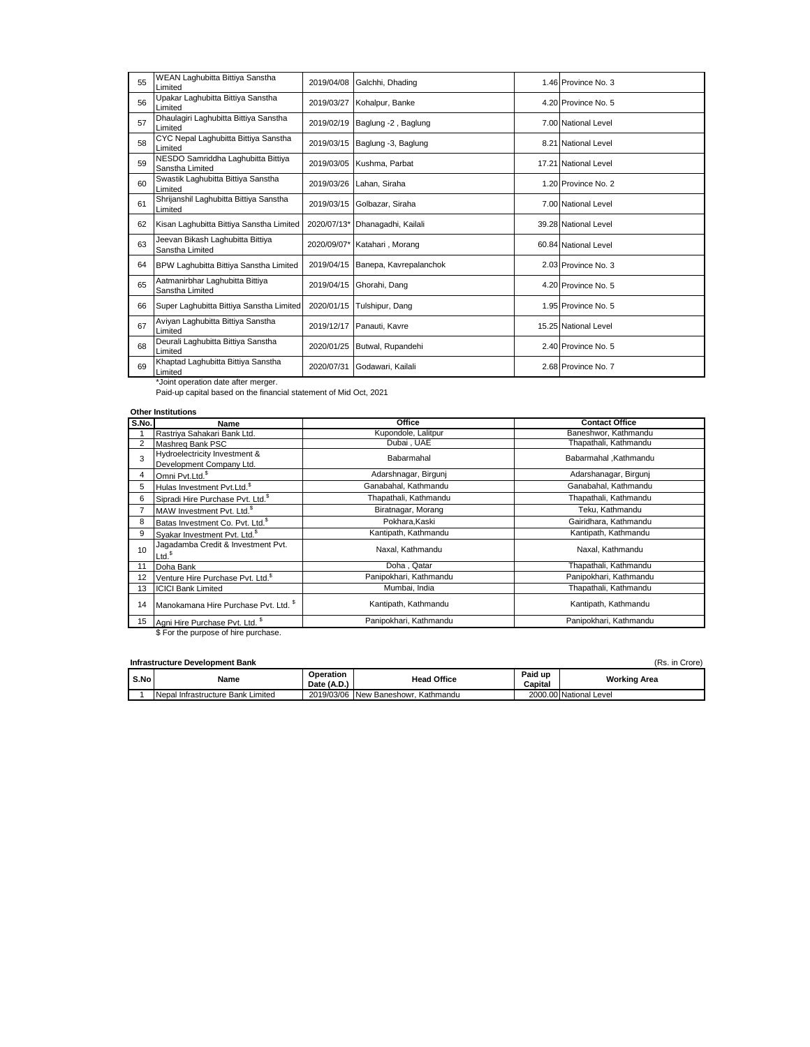| | | | | | |
|---|---|---|---|---|---|
| 55 | WEAN Laghubitta Bittiya Sanstha Limited | 2019/04/08 | Galchhi, Dhading | 1.46 | Province No. 3 |
| 56 | Upakar Laghubitta Bittiya Sanstha Limited | 2019/03/27 | Kohalpur, Banke | 4.20 | Province No. 5 |
| 57 | Dhaulagiri Laghubitta Bittiya Sanstha Limited | 2019/02/19 | Baglung -2 , Baglung | 7.00 | National Level |
| 58 | CYC Nepal Laghubitta Bittiya Sanstha Limited | 2019/03/15 | Baglung -3, Baglung | 8.21 | National Level |
| 59 | NESDO Samriddha Laghubitta Bittiya Sanstha Limited | 2019/03/05 | Kushma, Parbat | 17.21 | National Level |
| 60 | Swastik Laghubitta Bittiya Sanstha Limited | 2019/03/26 | Lahan, Siraha | 1.20 | Province No. 2 |
| 61 | Shrijanshil Laghubitta Bittiya Sanstha Limited | 2019/03/15 | Golbazar, Siraha | 7.00 | National Level |
| 62 | Kisan Laghubitta Bittiya Sanstha Limited | 2020/07/13* | Dhanagadhi, Kailali | 39.28 | National Level |
| 63 | Jeevan Bikash Laghubitta Bittiya Sanstha Limited | 2020/09/07* | Katahari , Morang | 60.84 | National Level |
| 64 | BPW Laghubitta Bittiya Sanstha Limited | 2019/04/15 | Banepa, Kavrepalanchok | 2.03 | Province No. 3 |
| 65 | Aatmanirbhar Laghubitta Bittiya Sanstha Limited | 2019/04/15 | Ghorahi, Dang | 4.20 | Province No. 5 |
| 66 | Super Laghubitta Bittiya Sanstha Limited | 2020/01/15 | Tulshipur, Dang | 1.95 | Province No. 5 |
| 67 | Aviyan Laghubitta Bittiya Sanstha Limited | 2019/12/17 | Panauti, Kavre | 15.25 | National Level |
| 68 | Deurali Laghubitta Bittiya Sanstha Limited | 2020/01/25 | Butwal, Rupandehi | 2.40 | Province No. 5 |
| 69 | Khaptad Laghubitta Bittiya Sanstha Limited | 2020/07/31 | Godawari, Kailali | 2.68 | Province No. 7 |

*Joint operation date after merger.

Paid-up capital based on the financial statement of Mid Oct, 2021

**Other Institutions**

| S.No. | Name | Office | Contact Office |
|---|---|---|---|
| 1 | Rastriya Sahakari Bank Ltd. | Kupondole, Lalitpur | Baneshwor, Kathmandu |
| 2 | Mashreq Bank PSC | Dubai , UAE | Thapathali, Kathmandu |
| 3 | Hydroelectricity Investment & Development Company Ltd. | Babarmahal | Babarmahal ,Kathmandu |
| 4 | Omni Pvt.Ltd.$ | Adarshnagar, Birgunj | Adarshanagar, Birgunj |
| 5 | Hulas Investment Pvt.Ltd.$ | Ganabahal, Kathmandu | Ganabahal, Kathmandu |
| 6 | Sipradi Hire Purchase Pvt. Ltd.$ | Thapathali, Kathmandu | Thapathali, Kathmandu |
| 7 | MAW Investment Pvt. Ltd.$ | Biratnagar, Morang | Teku, Kathmandu |
| 8 | Batas Investment Co. Pvt. Ltd.$ | Pokhara,Kaski | Gairidhara, Kathmandu |
| 9 | Syakar Investment Pvt. Ltd.$ | Kantipath, Kathmandu | Kantipath, Kathmandu |
| 10 | Jagadamba Credit & Investment Pvt. Ltd.$ | Naxal, Kathmandu | Naxal, Kathmandu |
| 11 | Doha Bank | Doha , Qatar | Thapathali, Kathmandu |
| 12 | Venture Hire Purchase Pvt. Ltd.$ | Panipokhari, Kathmandu | Panipokhari, Kathmandu |
| 13 | ICICI Bank Limited | Mumbai, India | Thapathali, Kathmandu |
| 14 | Manokamana Hire Purchase Pvt. Ltd. $ | Kantipath, Kathmandu | Kantipath, Kathmandu |
| 15 | Agni Hire Purchase Pvt. Ltd. $ | Panipokhari, Kathmandu | Panipokhari, Kathmandu |

$ For the purpose of hire purchase.

**Infrastructure Development Bank**

(Rs. in Crore)

| S.No | Name | Operation Date (A.D.) | Head Office | Paid up Capital | Working Area |
|---|---|---|---|---|---|
| 1 | Nepal Infrastructure Bank Limited | 2019/03/06 | New Baneshowr, Kathmandu | 2000.00 | National Level |